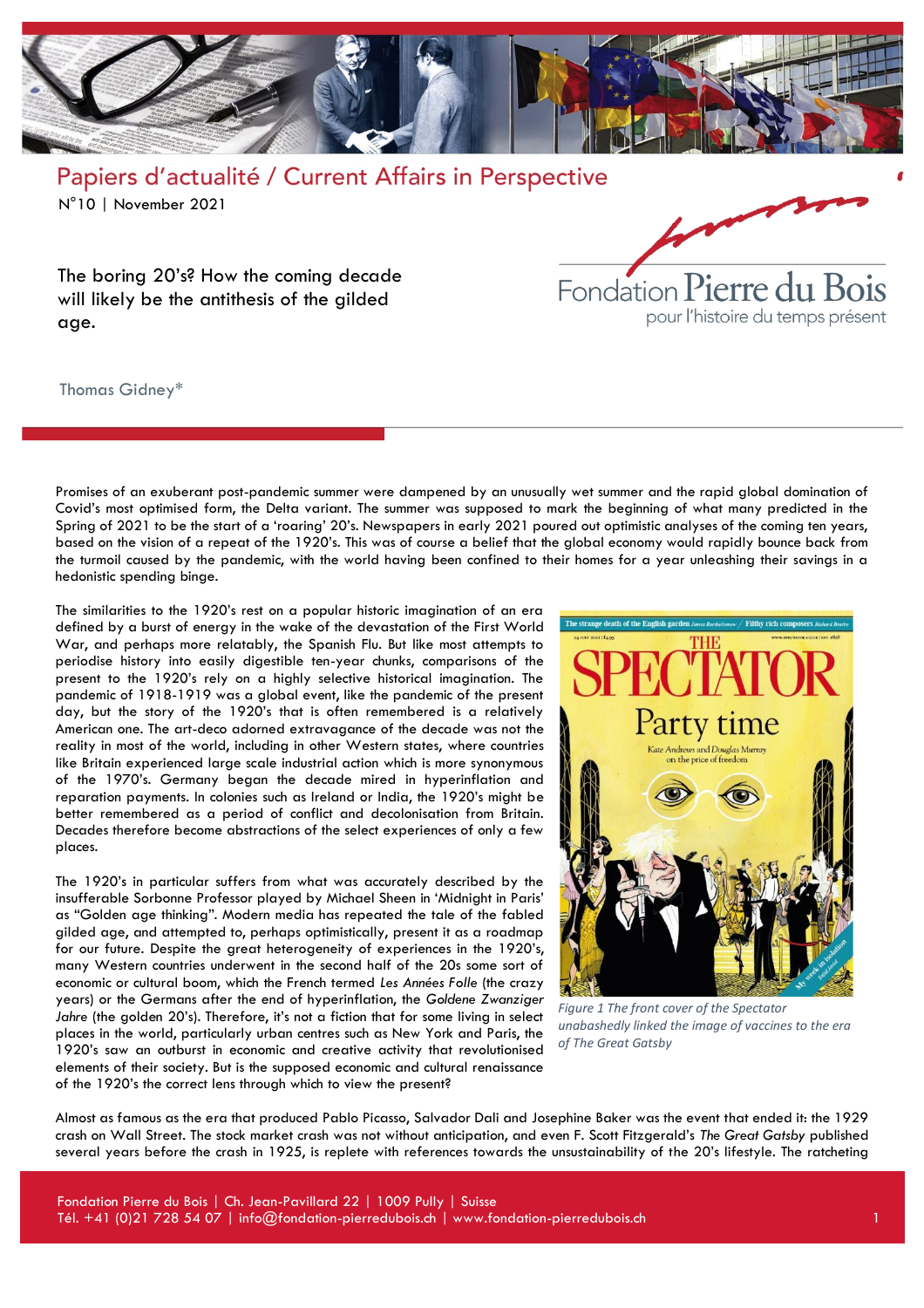Papiers d'actualité / Current Affairs in Perspective

N°10 | November 2021

# The boring 20's? How the coming decade will likely be the antithesis of the gilded age.

Fondation Pierre du Bois pour l'histoire du temps présent

Thomas Gidney*

Promises of an exuberant post-pandemic summer were dampened by an unusually wet summer and the rapid global domination of Covid's most optimised form, the Delta variant. The summer was supposed to mark the beginning of what many predicted in the Spring of 2021 to be the start of a 'roaring' 20's. Newspapers in early 2021 poured out optimistic analyses of the coming ten years, based on the vision of a repeat of the 1920's. This was of course a belief that the global economy would rapidly bounce back from the turmoil caused by the pandemic, with the world having been confined to their homes for a year unleashing their savings in a hedonistic spending binge.

The similarities to the 1920's rest on a popular historic imagination of an era defined by a burst of energy in the wake of the devastation of the First World War, and perhaps more relatably, the Spanish Flu. But like most attempts to periodise history into easily digestible ten-year chunks, comparisons of the present to the 1920's rely on a highly selective historical imagination. The pandemic of 1918-1919 was a global event, like the pandemic of the present day, but the story of the 1920's that is often remembered is a relatively American one. The art-deco adorned extravagance of the decade was not the reality in most of the world, including in other Western states, where countries like Britain experienced large scale industrial action which is more synonymous of the 1970's. Germany began the decade mired in hyperinflation and reparation payments. In colonies such as Ireland or India, the 1920's might be better remembered as a period of conflict and decolonisation from Britain. Decades therefore become abstractions of the select experiences of only a few places.

*Figure 1 The front cover of the Spectator unabashedly linked the image of vaccines to the era of The Great Gatsby*

The 1920's in particular suffers from what was accurately described by the insufferable Sorbonne Professor played by Michael Sheen in 'Midnight in Paris' as "Golden age thinking". Modern media has repeated the tale of the fabled gilded age, and attempted to, perhaps optimistically, present it as a roadmap for our future. Despite the great heterogeneity of experiences in the 1920's, many Western countries underwent in the second half of the 20s some sort of economic or cultural boom, which the French termed *Les Années Folle* (the crazy years) or the Germans after the end of hyperinflation, the *Goldene Zwanziger Jahre* (the golden 20's). Therefore, it's not a fiction that for some living in select places in the world, particularly urban centres such as New York and Paris, the 1920's saw an outburst in economic and creative activity that revolutionised elements of their society. But is the supposed economic and cultural renaissance of the 1920's the correct lens through which to view the present?

Almost as famous as the era that produced Pablo Picasso, Salvador Dali and Josephine Baker was the event that ended it: the 1929 crash on Wall Street. The stock market crash was not without anticipation, and even F. Scott Fitzgerald's *The Great Gatsby* published several years before the crash in 1925, is replete with references towards the unsustainability of the 20's lifestyle. The ratcheting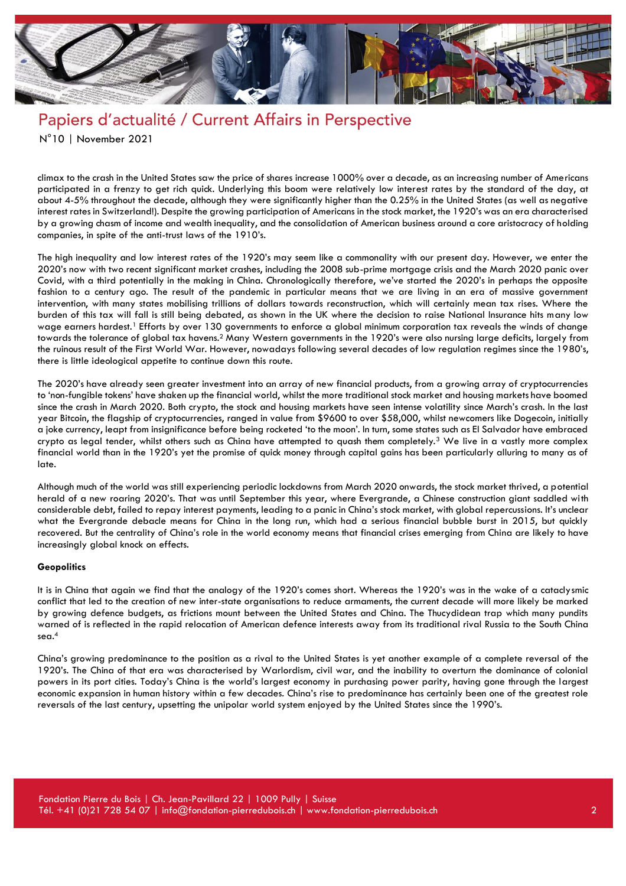climax to the crash in the United States saw the price of shares increase 1000% over a decade, as an increasing number of Americans participated in a frenzy to get rich quick. Underlying this boom were relatively low interest rates by the standard of the day, at about 4-5% throughout the decade, although they were significantly higher than the 0.25% in the United States (as well as negative interest rates in Switzerland!). Despite the growing participation of Americans in the stock market, the 1920's was an era characterised by a growing chasm of income and wealth inequality, and the consolidation of American business around a core aristocracy of holding companies, in spite of the anti-trust laws of the 1910's.

The high inequality and low interest rates of the 1920's may seem like a commonality with our present day. However, we enter the 2020's now with two recent significant market crashes, including the 2008 sub-prime mortgage crisis and the March 2020 panic over Covid, with a third potentially in the making in China. Chronologically therefore, we've started the 2020's in perhaps the opposite fashion to a century ago. The result of the pandemic in particular means that we are living in an era of massive government intervention, with many states mobilising trillions of dollars towards reconstruction, which will certainly mean tax rises. Where the burden of this tax will fall is still being debated, as shown in the UK where the decision to raise National Insurance hits many low wage earners hardest.[1] Efforts by over 130 governments to enforce a global minimum corporation tax reveals the winds of change towards the tolerance of global tax havens.[2] Many Western governments in the 1920's were also nursing large deficits, largely from the ruinous result of the First World War. However, nowadays following several decades of low regulation regimes since the 1980's, there is little ideological appetite to continue down this route.

The 2020's have already seen greater investment into an array of new financial products, from a growing array of cryptocurrencies to 'non-fungible tokens' have shaken up the financial world, whilst the more traditional stock market and housing markets have boomed since the crash in March 2020. Both crypto, the stock and housing markets have seen intense volatility since March's crash. In the last year Bitcoin, the flagship of cryptocurrencies, ranged in value from $9600 to over $58,000, whilst newcomers like Dogecoin, initially a joke currency, leapt from insignificance before being rocketed 'to the moon'. In turn, some states such as El Salvador have embraced crypto as legal tender, whilst others such as China have attempted to quash them completely.[3] We live in a vastly more complex financial world than in the 1920's yet the promise of quick money through capital gains has been particularly alluring to many as of late.

Although much of the world was still experiencing periodic lockdowns from March 2020 onwards, the stock market thrived, a potential herald of a new roaring 2020's. That was until September this year, where Evergrande, a Chinese construction giant saddled with considerable debt, failed to repay interest payments, leading to a panic in China's stock market, with global repercussions. It's unclear what the Evergrande debacle means for China in the long run, which had a serious financial bubble burst in 2015, but quickly recovered. But the centrality of China's role in the world economy means that financial crises emerging from China are likely to have increasingly global knock on effects.

**Geopolitics**

It is in China that again we find that the analogy of the 1920's comes short. Whereas the 1920's was in the wake of a cataclysmic conflict that led to the creation of new inter-state organisations to reduce armaments, the current decade will more likely be marked by growing defence budgets, as frictions mount between the United States and China. The Thucydidean trap which many pundits warned of is reflected in the rapid relocation of American defence interests away from its traditional rival Russia to the South China sea.[4]

China's growing predominance to the position as a rival to the United States is yet another example of a complete reversal of the 1920's. The China of that era was characterised by Warlordism, civil war, and the inability to overturn the dominance of colonial powers in its port cities. Today's China is the world's largest economy in purchasing power parity, having gone through the largest economic expansion in human history within a few decades. China's rise to predominance has certainly been one of the greatest role reversals of the last century, upsetting the unipolar world system enjoyed by the United States since the 1990's.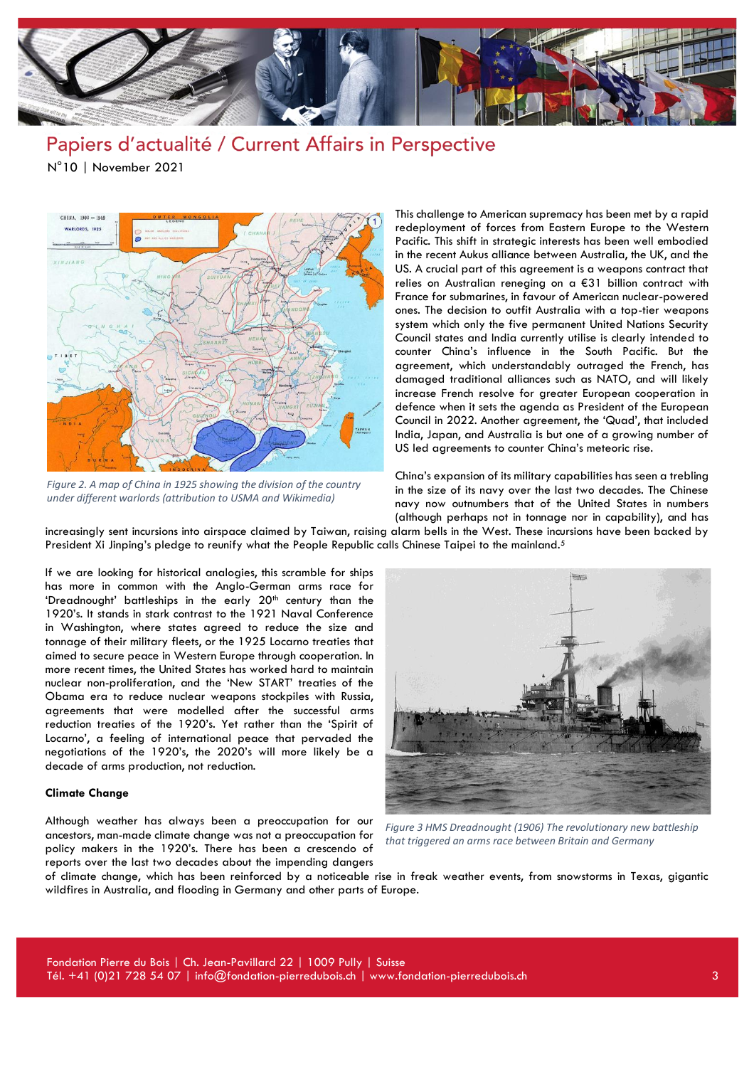Figure 2. A map of China in 1925 showing the division of the country under different warlords (attribution to USMA and Wikimedia)

This challenge to American supremacy has been met by a rapid redeployment of forces from Eastern Europe to the Western Pacific. This shift in strategic interests has been well embodied in the recent Aukus alliance between Australia, the UK, and the US. A crucial part of this agreement is a weapons contract that relies on Australian reneging on a €31 billion contract with France for submarines, in favour of American nuclear-powered ones. The decision to outfit Australia with a top-tier weapons system which only the five permanent United Nations Security Council states and India currently utilise is clearly intended to counter China's influence in the South Pacific. But the agreement, which understandably outraged the French, has damaged traditional alliances such as NATO, and will likely increase French resolve for greater European cooperation in defence when it sets the agenda as President of the European Council in 2022. Another agreement, the 'Quad', that included India, Japan, and Australia is but one of a growing number of US led agreements to counter China's meteoric rise.

China's expansion of its military capabilities has seen a trebling in the size of its navy over the last two decades. The Chinese navy now outnumbers that of the United States in numbers (although perhaps not in tonnage nor in capability), and has increasingly sent incursions into airspace claimed by Taiwan, raising alarm bells in the West. These incursions have been backed by President Xi Jinping's pledge to reunify what the People Republic calls Chinese Taipei to the mainland.[5]

If we are looking for historical analogies, this scramble for ships has more in common with the Anglo-German arms race for 'Dreadnought' battleships in the early 20th century than the 1920's. It stands in stark contrast to the 1921 Naval Conference in Washington, where states agreed to reduce the size and tonnage of their military fleets, or the 1925 Locarno treaties that aimed to secure peace in Western Europe through cooperation. In more recent times, the United States has worked hard to maintain nuclear non-proliferation, and the 'New START' treaties of the Obama era to reduce nuclear weapons stockpiles with Russia, agreements that were modelled after the successful arms reduction treaties of the 1920's. Yet rather than the 'Spirit of Locarno', a feeling of international peace that pervaded the negotiations of the 1920's, the 2020's will more likely be a decade of arms production, not reduction.

Figure 3 HMS Dreadnought (1906) The revolutionary new battleship that triggered an arms race between Britain and Germany

#### Climate Change

Although weather has always been a preoccupation for our ancestors, man-made climate change was not a preoccupation for policy makers in the 1920's. There has been a crescendo of reports over the last two decades about the impending dangers of climate change, which has been reinforced by a noticeable rise in freak weather events, from snowstorms in Texas, gigantic wildfires in Australia, and flooding in Germany and other parts of Europe.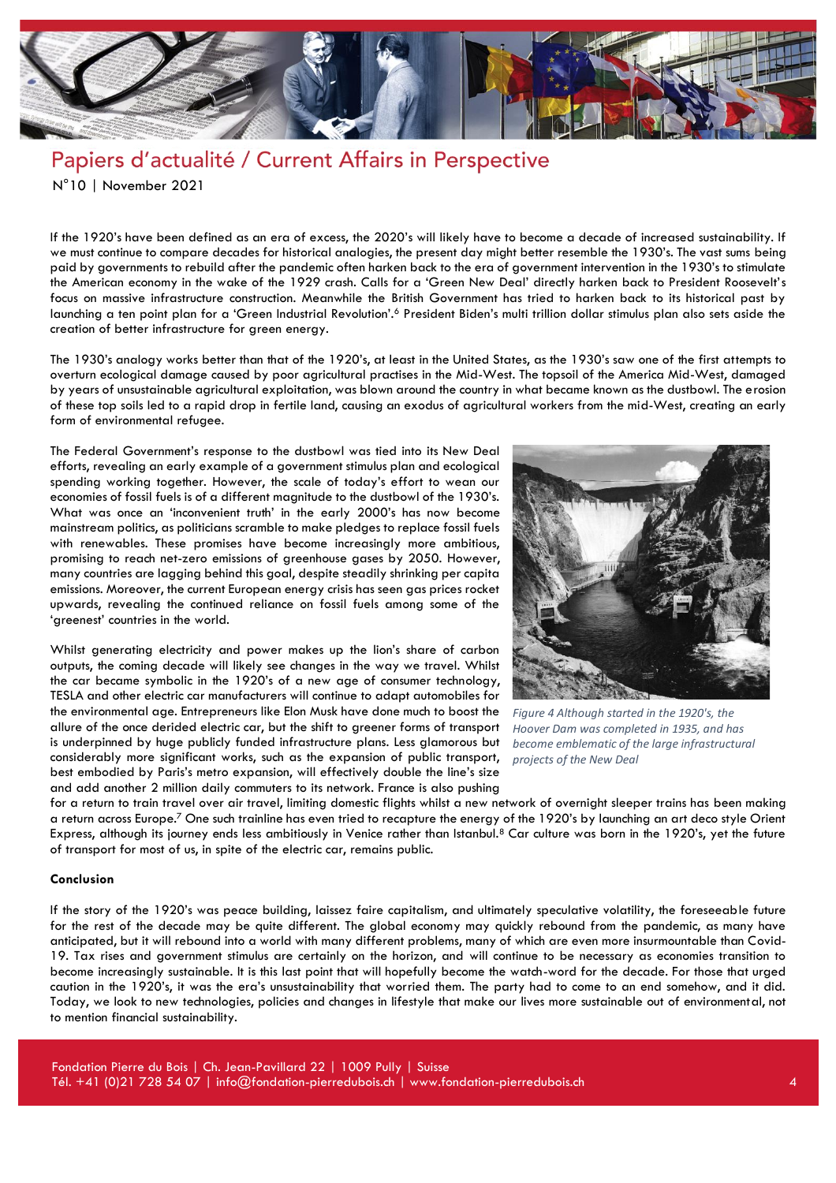If the 1920's have been defined as an era of excess, the 2020's will likely have to become a decade of increased sustainability. If we must continue to compare decades for historical analogies, the present day might better resemble the 1930's. The vast sums being paid by governments to rebuild after the pandemic often harken back to the era of government intervention in the 1930's to stimulate the American economy in the wake of the 1929 crash. Calls for a 'Green New Deal' directly harken back to President Roosevelt's focus on massive infrastructure construction. Meanwhile the British Government has tried to harken back to its historical past by launching a ten point plan for a 'Green Industrial Revolution'.[6] President Biden's multi trillion dollar stimulus plan also sets aside the creation of better infrastructure for green energy.

The 1930's analogy works better than that of the 1920's, at least in the United States, as the 1930's saw one of the first attempts to overturn ecological damage caused by poor agricultural practises in the Mid-West. The topsoil of the America Mid-West, damaged by years of unsustainable agricultural exploitation, was blown around the country in what became known as the dustbowl. The erosion of these top soils led to a rapid drop in fertile land, causing an exodus of agricultural workers from the mid-West, creating an early form of environmental refugee.

The Federal Government's response to the dustbowl was tied into its New Deal efforts, revealing an early example of a government stimulus plan and ecological spending working together. However, the scale of today's effort to wean our economies of fossil fuels is of a different magnitude to the dustbowl of the 1930's. What was once an 'inconvenient truth' in the early 2000's has now become mainstream politics, as politicians scramble to make pledges to replace fossil fuels with renewables. These promises have become increasingly more ambitious, promising to reach net-zero emissions of greenhouse gases by 2050. However, many countries are lagging behind this goal, despite steadily shrinking per capita emissions. Moreover, the current European energy crisis has seen gas prices rocket upwards, revealing the continued reliance on fossil fuels among some of the 'greenest' countries in the world.

*Figure 4 Although started in the 1920's, the Hoover Dam was completed in 1935, and has become emblematic of the large infrastructural projects of the New Deal*

Whilst generating electricity and power makes up the lion's share of carbon outputs, the coming decade will likely see changes in the way we travel. Whilst the car became symbolic in the 1920's of a new age of consumer technology, TESLA and other electric car manufacturers will continue to adapt automobiles for the environmental age. Entrepreneurs like Elon Musk have done much to boost the allure of the once derided electric car, but the shift to greener forms of transport is underpinned by huge publicly funded infrastructure plans. Less glamorous but considerably more significant works, such as the expansion of public transport, best embodied by Paris's metro expansion, will effectively double the line's size and add another 2 million daily commuters to its network. France is also pushing for a return to train travel over air travel, limiting domestic flights whilst a new network of overnight sleeper trains has been making a return across Europe.[7] One such trainline has even tried to recapture the energy of the 1920's by launching an art deco style Orient Express, although its journey ends less ambitiously in Venice rather than Istanbul.[8] Car culture was born in the 1920's, yet the future of transport for most of us, in spite of the electric car, remains public.

**Conclusion**

If the story of the 1920's was peace building, laissez faire capitalism, and ultimately speculative volatility, the foreseeable future for the rest of the decade may be quite different. The global economy may quickly rebound from the pandemic, as many have anticipated, but it will rebound into a world with many different problems, many of which are even more insurmountable than Covid-19. Tax rises and government stimulus are certainly on the horizon, and will continue to be necessary as economies transition to become increasingly sustainable. It is this last point that will hopefully become the watch-word for the decade. For those that urged caution in the 1920's, it was the era's unsustainability that worried them. The party had to come to an end somehow, and it did. Today, we look to new technologies, policies and changes in lifestyle that make our lives more sustainable out of environmental, not to mention financial sustainability.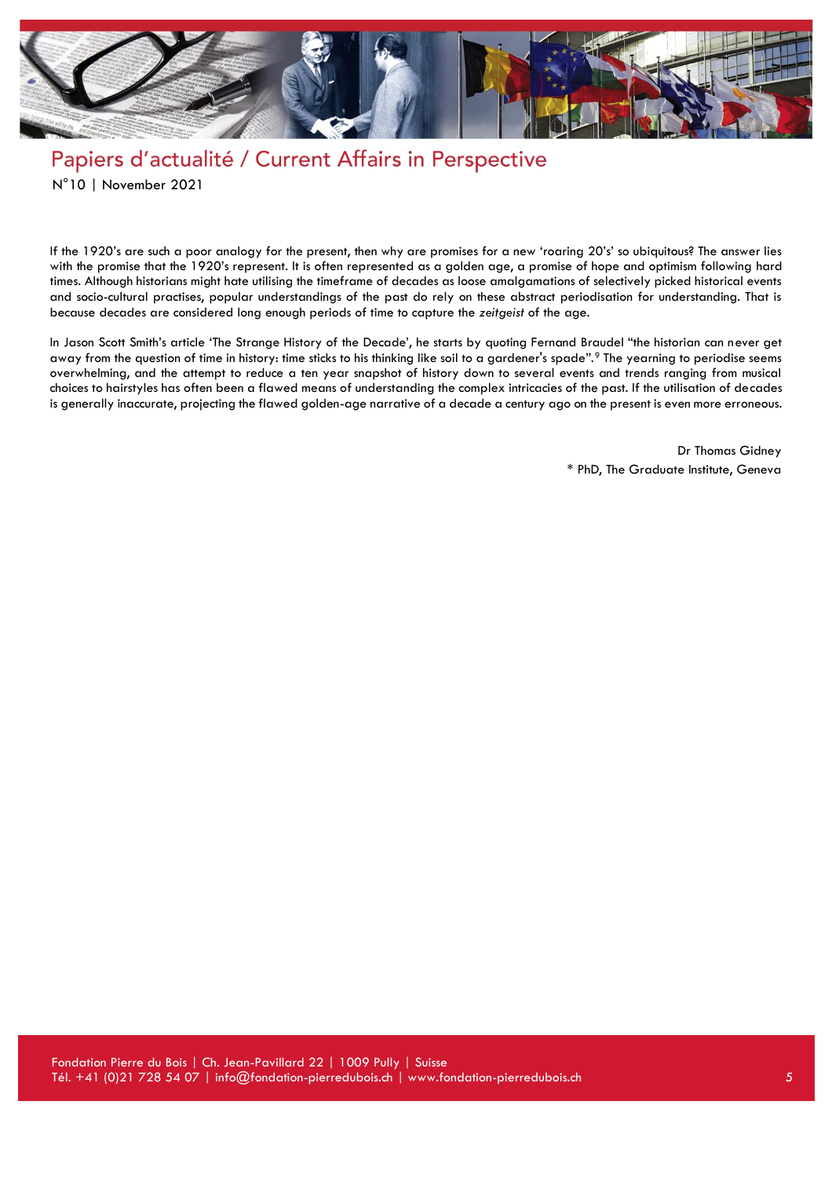If the 1920's are such a poor analogy for the present, then why are promises for a new 'roaring 20's' so ubiquitous? The answer lies with the promise that the 1920's represent. It is often represented as a golden age, a promise of hope and optimism following hard times. Although historians might hate utilising the timeframe of decades as loose amalgamations of selectively picked historical events and socio-cultural practises, popular understandings of the past do rely on these abstract periodisation for understanding. That is because decades are considered long enough periods of time to capture the *zeitgeist* of the age.

In Jason Scott Smith's article 'The Strange History of the Decade', he starts by quoting Fernand Braudel "the historian can never get away from the question of time in history: time sticks to his thinking like soil to a gardener's spade".[9] The yearning to periodise seems overwhelming, and the attempt to reduce a ten year snapshot of history down to several events and trends ranging from musical choices to hairstyles has often been a flawed means of understanding the complex intricacies of the past. If the utilisation of decades is generally inaccurate, projecting the flawed golden-age narrative of a decade a century ago on the present is even more erroneous.

Dr Thomas Gidney
* PhD, The Graduate Institute, Geneva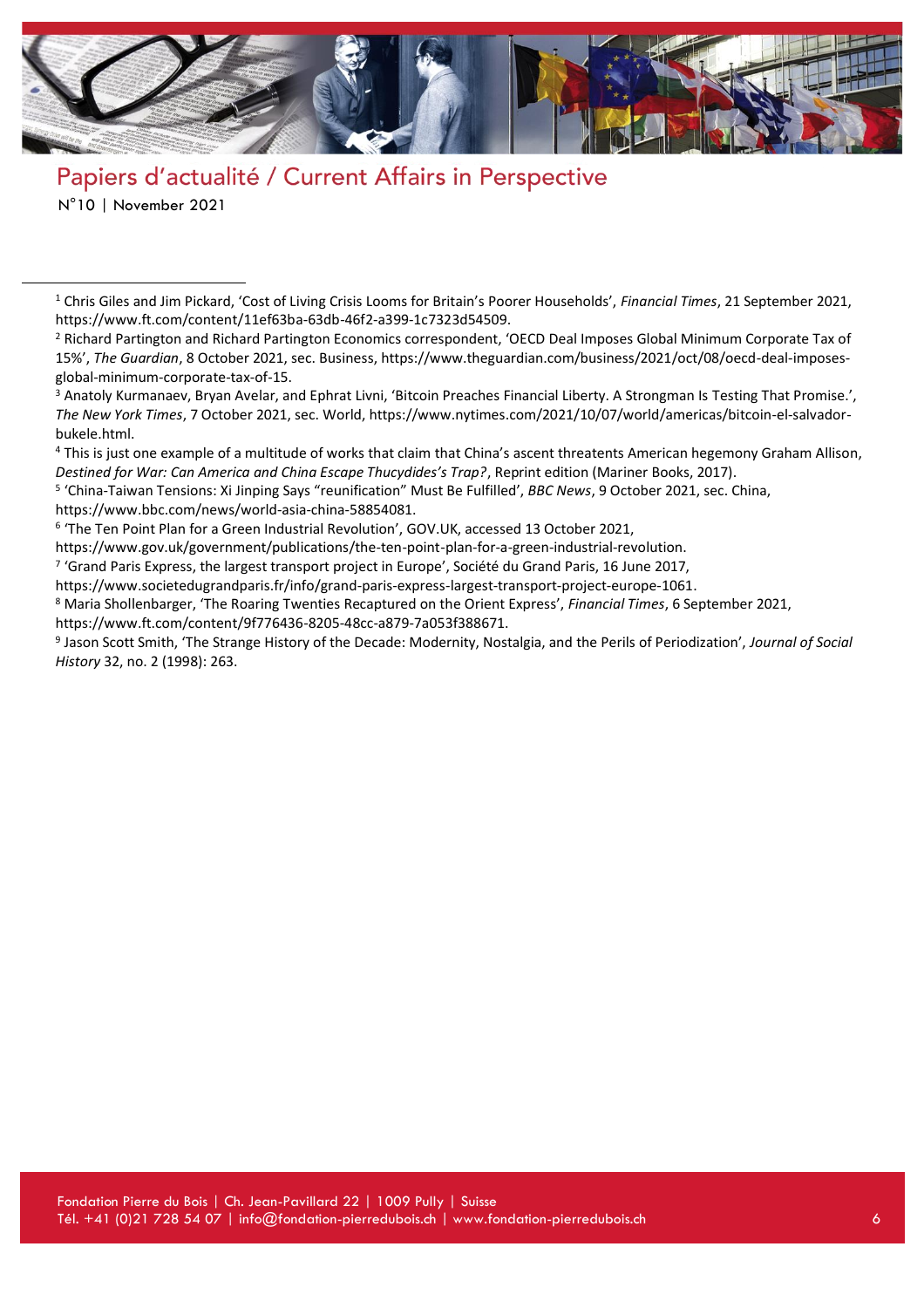[1] Chris Giles and Jim Pickard, 'Cost of Living Crisis Looms for Britain's Poorer Households', *Financial Times*, 21 September 2021, https://www.ft.com/content/11ef63ba-63db-46f2-a399-1c7323d54509.

[2] Richard Partington and Richard Partington Economics correspondent, 'OECD Deal Imposes Global Minimum Corporate Tax of 15%', *The Guardian*, 8 October 2021, sec. Business, https://www.theguardian.com/business/2021/oct/08/oecd-deal-imposes-global-minimum-corporate-tax-of-15.

[3] Anatoly Kurmanaev, Bryan Avelar, and Ephrat Livni, 'Bitcoin Preaches Financial Liberty. A Strongman Is Testing That Promise.', *The New York Times*, 7 October 2021, sec. World, https://www.nytimes.com/2021/10/07/world/americas/bitcoin-el-salvador-bukele.html.

[4] This is just one example of a multitude of works that claim that China's ascent threatents American hegemony Graham Allison, *Destined for War: Can America and China Escape Thucydides's Trap?*, Reprint edition (Mariner Books, 2017).

[5] 'China-Taiwan Tensions: Xi Jinping Says "reunification" Must Be Fulfilled', *BBC News*, 9 October 2021, sec. China, https://www.bbc.com/news/world-asia-china-58854081.

[6] 'The Ten Point Plan for a Green Industrial Revolution', GOV.UK, accessed 13 October 2021, https://www.gov.uk/government/publications/the-ten-point-plan-for-a-green-industrial-revolution.

[7] 'Grand Paris Express, the largest transport project in Europe', Société du Grand Paris, 16 June 2017, https://www.societedugrandparis.fr/info/grand-paris-express-largest-transport-project-europe-1061.

[8] Maria Shollenbarger, 'The Roaring Twenties Recaptured on the Orient Express', *Financial Times*, 6 September 2021, https://www.ft.com/content/9f776436-8205-48cc-a879-7a053f388671.

[9] Jason Scott Smith, 'The Strange History of the Decade: Modernity, Nostalgia, and the Perils of Periodization', *Journal of Social History* 32, no. 2 (1998): 263.